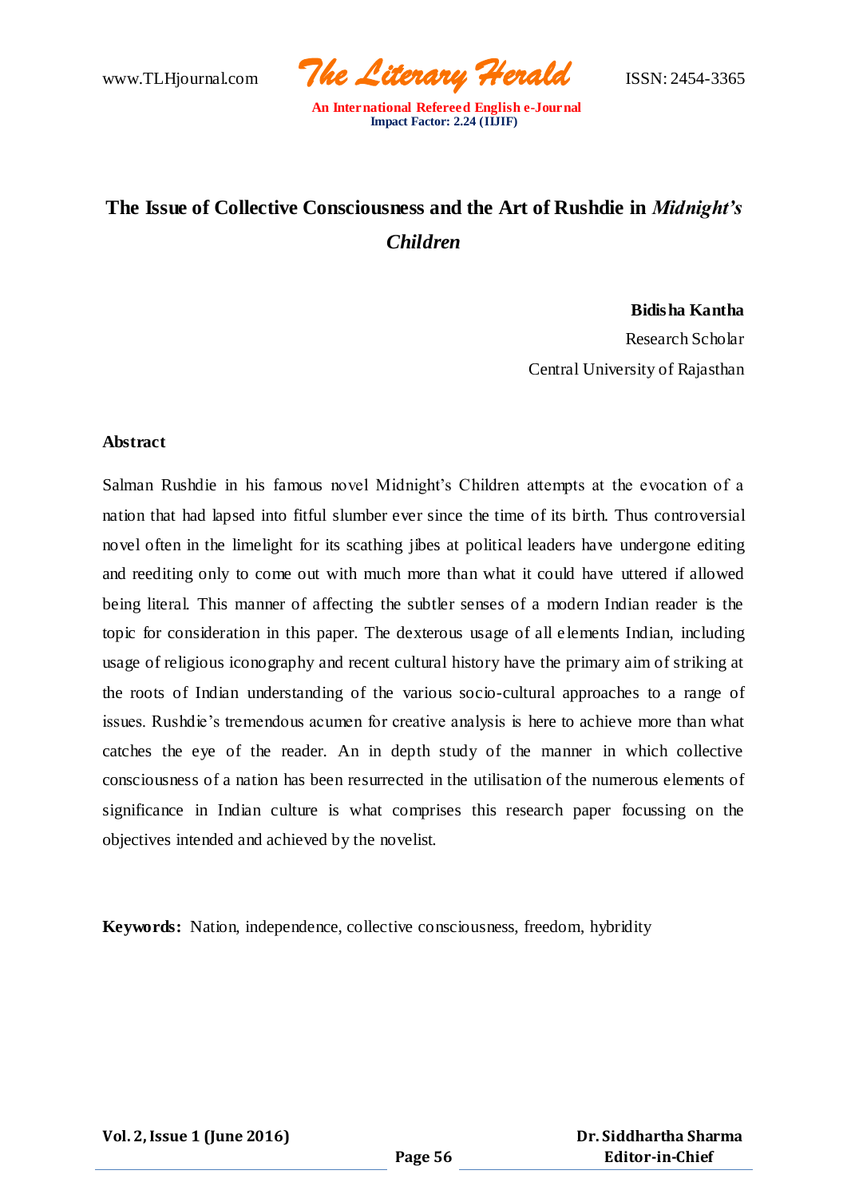# The Issue of Collective Consciousness and the Art of Rushdie in *Midnight's Children*

**Bidisha Kantha**
Research Scholar
Central University of Rajasthan

## Abstract

Salman Rushdie in his famous novel Midnight's Children attempts at the evocation of a nation that had lapsed into fitful slumber ever since the time of its birth. Thus controversial novel often in the limelight for its scathing jibes at political leaders have undergone editing and reediting only to come out with much more than what it could have uttered if allowed being literal. This manner of affecting the subtler senses of a modern Indian reader is the topic for consideration in this paper. The dexterous usage of all elements Indian, including usage of religious iconography and recent cultural history have the primary aim of striking at the roots of Indian understanding of the various socio-cultural approaches to a range of issues. Rushdie's tremendous acumen for creative analysis is here to achieve more than what catches the eye of the reader. An in depth study of the manner in which collective consciousness of a nation has been resurrected in the utilisation of the numerous elements of significance in Indian culture is what comprises this research paper focussing on the objectives intended and achieved by the novelist.

**Keywords:** Nation, independence, collective consciousness, freedom, hybridity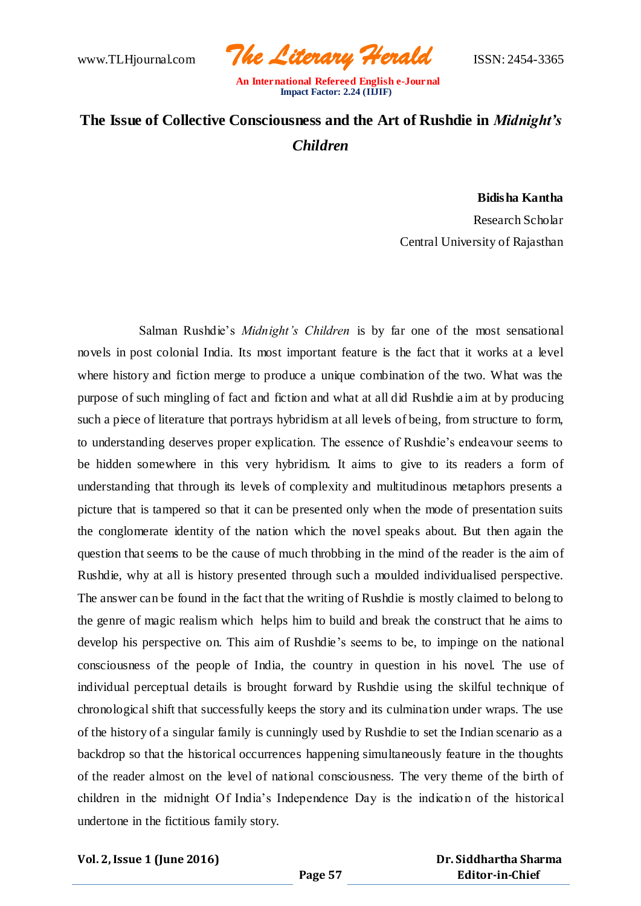# The Issue of Collective Consciousness and the Art of Rushdie in *Midnight's Children*

**Bidisha Kantha**
Research Scholar
Central University of Rajasthan

Salman Rushdie's *Midnight's Children* is by far one of the most sensational novels in post colonial India. Its most important feature is the fact that it works at a level where history and fiction merge to produce a unique combination of the two. What was the purpose of such mingling of fact and fiction and what at all did Rushdie aim at by producing such a piece of literature that portrays hybridism at all levels of being, from structure to form, to understanding deserves proper explication. The essence of Rushdie's endeavour seems to be hidden somewhere in this very hybridism. It aims to give to its readers a form of understanding that through its levels of complexity and multitudinous metaphors presents a picture that is tampered so that it can be presented only when the mode of presentation suits the conglomerate identity of the nation which the novel speaks about. But then again the question that seems to be the cause of much throbbing in the mind of the reader is the aim of Rushdie, why at all is history presented through such a moulded individualised perspective. The answer can be found in the fact that the writing of Rushdie is mostly claimed to belong to the genre of magic realism which helps him to build and break the construct that he aims to develop his perspective on. This aim of Rushdie's seems to be, to impinge on the national consciousness of the people of India, the country in question in his novel. The use of individual perceptual details is brought forward by Rushdie using the skilful technique of chronological shift that successfully keeps the story and its culmination under wraps. The use of the history of a singular family is cunningly used by Rushdie to set the Indian scenario as a backdrop so that the historical occurrences happening simultaneously feature in the thoughts of the reader almost on the level of national consciousness. The very theme of the birth of children in the midnight Of India's Independence Day is the indication of the historical undertone in the fictitious family story.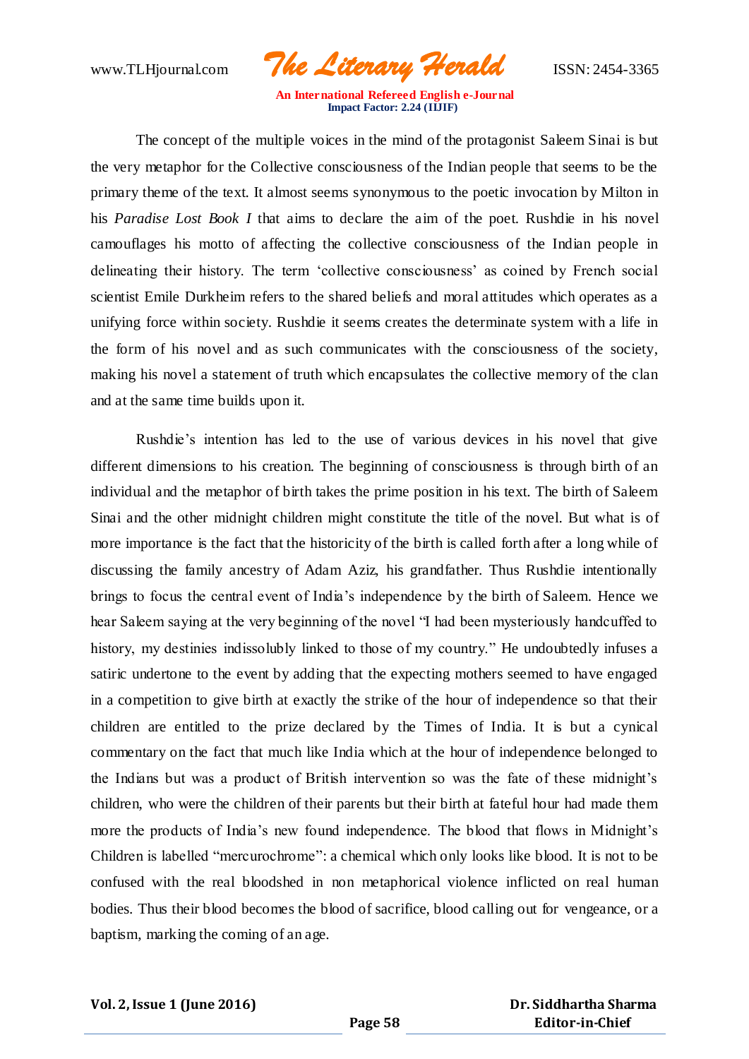The concept of the multiple voices in the mind of the protagonist Saleem Sinai is but the very metaphor for the Collective consciousness of the Indian people that seems to be the primary theme of the text. It almost seems synonymous to the poetic invocation by Milton in his *Paradise Lost Book I* that aims to declare the aim of the poet. Rushdie in his novel camouflages his motto of affecting the collective consciousness of the Indian people in delineating their history. The term 'collective consciousness' as coined by French social scientist Emile Durkheim refers to the shared beliefs and moral attitudes which operates as a unifying force within society. Rushdie it seems creates the determinate system with a life in the form of his novel and as such communicates with the consciousness of the society, making his novel a statement of truth which encapsulates the collective memory of the clan and at the same time builds upon it.

Rushdie's intention has led to the use of various devices in his novel that give different dimensions to his creation. The beginning of consciousness is through birth of an individual and the metaphor of birth takes the prime position in his text. The birth of Saleem Sinai and the other midnight children might constitute the title of the novel. But what is of more importance is the fact that the historicity of the birth is called forth after a long while of discussing the family ancestry of Adam Aziz, his grandfather. Thus Rushdie intentionally brings to focus the central event of India's independence by the birth of Saleem. Hence we hear Saleem saying at the very beginning of the novel "I had been mysteriously handcuffed to history, my destinies indissolubly linked to those of my country." He undoubtedly infuses a satiric undertone to the event by adding that the expecting mothers seemed to have engaged in a competition to give birth at exactly the strike of the hour of independence so that their children are entitled to the prize declared by the Times of India. It is but a cynical commentary on the fact that much like India which at the hour of independence belonged to the Indians but was a product of British intervention so was the fate of these midnight's children, who were the children of their parents but their birth at fateful hour had made them more the products of India's new found independence. The blood that flows in Midnight's Children is labelled "mercurochrome": a chemical which only looks like blood. It is not to be confused with the real bloodshed in non metaphorical violence inflicted on real human bodies. Thus their blood becomes the blood of sacrifice, blood calling out for vengeance, or a baptism, marking the coming of an age.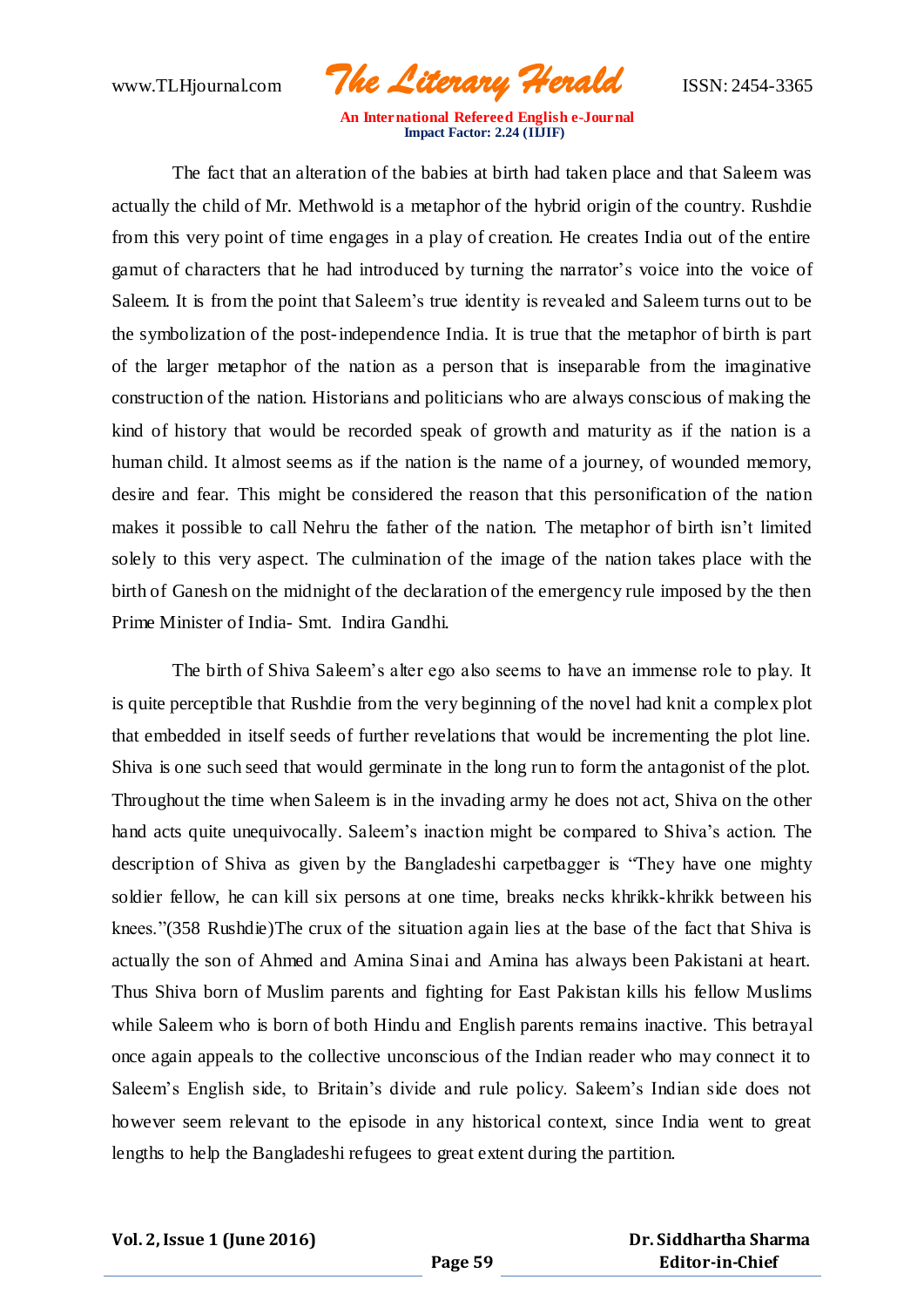The fact that an alteration of the babies at birth had taken place and that Saleem was actually the child of Mr. Methwold is a metaphor of the hybrid origin of the country. Rushdie from this very point of time engages in a play of creation. He creates India out of the entire gamut of characters that he had introduced by turning the narrator's voice into the voice of Saleem. It is from the point that Saleem's true identity is revealed and Saleem turns out to be the symbolization of the post-independence India. It is true that the metaphor of birth is part of the larger metaphor of the nation as a person that is inseparable from the imaginative construction of the nation. Historians and politicians who are always conscious of making the kind of history that would be recorded speak of growth and maturity as if the nation is a human child. It almost seems as if the nation is the name of a journey, of wounded memory, desire and fear. This might be considered the reason that this personification of the nation makes it possible to call Nehru the father of the nation. The metaphor of birth isn't limited solely to this very aspect. The culmination of the image of the nation takes place with the birth of Ganesh on the midnight of the declaration of the emergency rule imposed by the then Prime Minister of India- Smt. Indira Gandhi.

The birth of Shiva Saleem's alter ego also seems to have an immense role to play. It is quite perceptible that Rushdie from the very beginning of the novel had knit a complex plot that embedded in itself seeds of further revelations that would be incrementing the plot line. Shiva is one such seed that would germinate in the long run to form the antagonist of the plot. Throughout the time when Saleem is in the invading army he does not act, Shiva on the other hand acts quite unequivocally. Saleem's inaction might be compared to Shiva's action. The description of Shiva as given by the Bangladeshi carpetbagger is "They have one mighty soldier fellow, he can kill six persons at one time, breaks necks khrikk-khrikk between his knees."(358 Rushdie)The crux of the situation again lies at the base of the fact that Shiva is actually the son of Ahmed and Amina Sinai and Amina has always been Pakistani at heart. Thus Shiva born of Muslim parents and fighting for East Pakistan kills his fellow Muslims while Saleem who is born of both Hindu and English parents remains inactive. This betrayal once again appeals to the collective unconscious of the Indian reader who may connect it to Saleem's English side, to Britain's divide and rule policy. Saleem's Indian side does not however seem relevant to the episode in any historical context, since India went to great lengths to help the Bangladeshi refugees to great extent during the partition.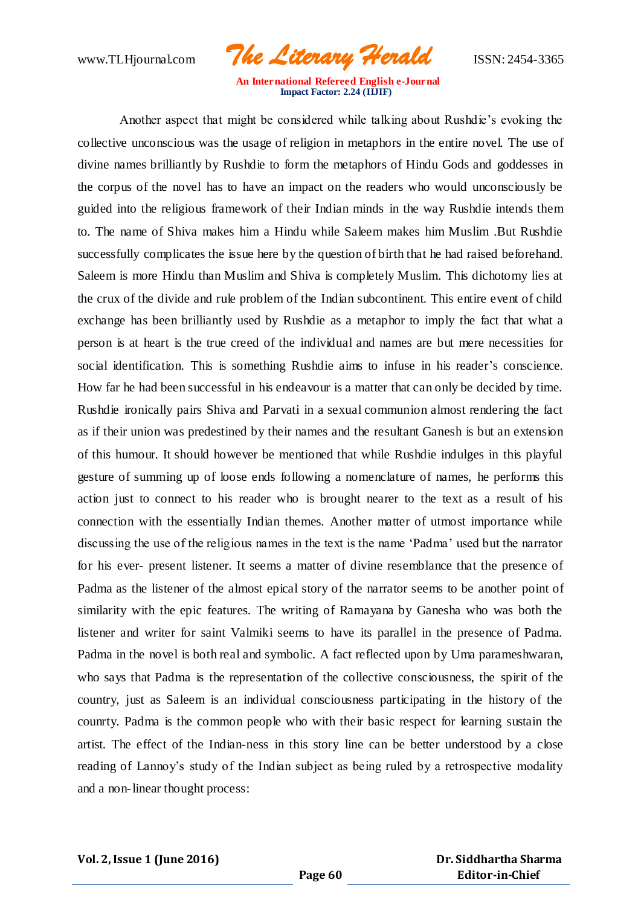Another aspect that might be considered while talking about Rushdie's evoking the collective unconscious was the usage of religion in metaphors in the entire novel. The use of divine names brilliantly by Rushdie to form the metaphors of Hindu Gods and goddesses in the corpus of the novel has to have an impact on the readers who would unconsciously be guided into the religious framework of their Indian minds in the way Rushdie intends them to. The name of Shiva makes him a Hindu while Saleem makes him Muslim .But Rushdie successfully complicates the issue here by the question of birth that he had raised beforehand. Saleem is more Hindu than Muslim and Shiva is completely Muslim. This dichotomy lies at the crux of the divide and rule problem of the Indian subcontinent. This entire event of child exchange has been brilliantly used by Rushdie as a metaphor to imply the fact that what a person is at heart is the true creed of the individual and names are but mere necessities for social identification. This is something Rushdie aims to infuse in his reader's conscience. How far he had been successful in his endeavour is a matter that can only be decided by time. Rushdie ironically pairs Shiva and Parvati in a sexual communion almost rendering the fact as if their union was predestined by their names and the resultant Ganesh is but an extension of this humour. It should however be mentioned that while Rushdie indulges in this playful gesture of summing up of loose ends following a nomenclature of names, he performs this action just to connect to his reader who is brought nearer to the text as a result of his connection with the essentially Indian themes. Another matter of utmost importance while discussing the use of the religious names in the text is the name 'Padma' used but the narrator for his ever- present listener. It seems a matter of divine resemblance that the presence of Padma as the listener of the almost epical story of the narrator seems to be another point of similarity with the epic features. The writing of Ramayana by Ganesha who was both the listener and writer for saint Valmiki seems to have its parallel in the presence of Padma. Padma in the novel is both real and symbolic. A fact reflected upon by Uma parameshwaran, who says that Padma is the representation of the collective consciousness, the spirit of the country, just as Saleem is an individual consciousness participating in the history of the counrty. Padma is the common people who with their basic respect for learning sustain the artist. The effect of the Indian-ness in this story line can be better understood by a close reading of Lannoy's study of the Indian subject as being ruled by a retrospective modality and a non-linear thought process: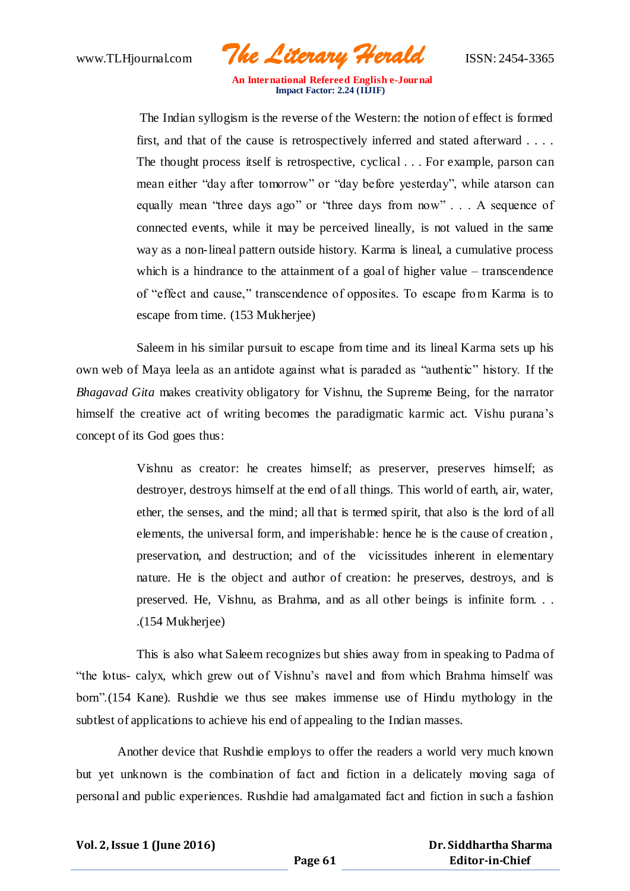> The Indian syllogism is the reverse of the Western: the notion of effect is formed first, and that of the cause is retrospectively inferred and stated afterward . . . . The thought process itself is retrospective, cyclical . . . For example, parson can mean either "day after tomorrow" or "day before yesterday", while atarson can equally mean "three days ago" or "three days from now" . . . A sequence of connected events, while it may be perceived lineally, is not valued in the same way as a non-lineal pattern outside history. Karma is lineal, a cumulative process which is a hindrance to the attainment of a goal of higher value – transcendence of "effect and cause," transcendence of opposites. To escape from Karma is to escape from time. (153 Mukherjee)

Saleem in his similar pursuit to escape from time and its lineal Karma sets up his own web of Maya leela as an antidote against what is paraded as "authentic" history. If the *Bhagavad Gita* makes creativity obligatory for Vishnu, the Supreme Being, for the narrator himself the creative act of writing becomes the paradigmatic karmic act. Vishu purana's concept of its God goes thus:

> Vishnu as creator: he creates himself; as preserver, preserves himself; as destroyer, destroys himself at the end of all things. This world of earth, air, water, ether, the senses, and the mind; all that is termed spirit, that also is the lord of all elements, the universal form, and imperishable: hence he is the cause of creation, preservation, and destruction; and of the vicissitudes inherent in elementary nature. He is the object and author of creation: he preserves, destroys, and is preserved. He, Vishnu, as Brahma, and as all other beings is infinite form. . . .(154 Mukherjee)

This is also what Saleem recognizes but shies away from in speaking to Padma of "the lotus- calyx, which grew out of Vishnu's navel and from which Brahma himself was born".(154 Kane). Rushdie we thus see makes immense use of Hindu mythology in the subtlest of applications to achieve his end of appealing to the Indian masses.

Another device that Rushdie employs to offer the readers a world very much known but yet unknown is the combination of fact and fiction in a delicately moving saga of personal and public experiences. Rushdie had amalgamated fact and fiction in such a fashion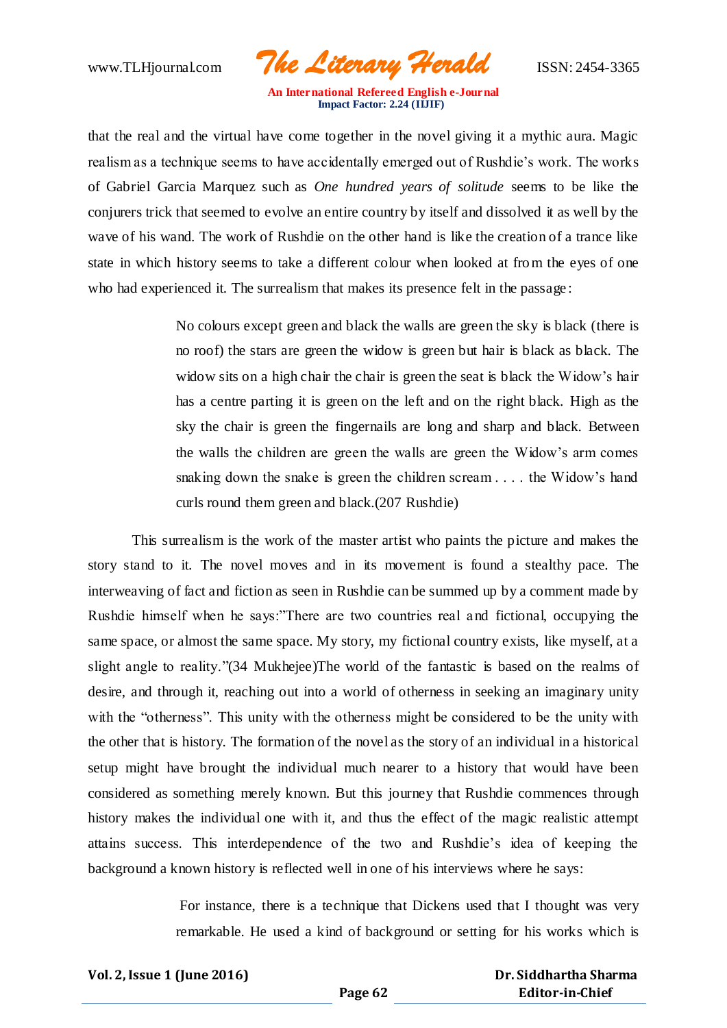that the real and the virtual have come together in the novel giving it a mythic aura. Magic realism as a technique seems to have accidentally emerged out of Rushdie's work. The works of Gabriel Garcia Marquez such as *One hundred years of solitude* seems to be like the conjurers trick that seemed to evolve an entire country by itself and dissolved it as well by the wave of his wand. The work of Rushdie on the other hand is like the creation of a trance like state in which history seems to take a different colour when looked at from the eyes of one who had experienced it. The surrealism that makes its presence felt in the passage:

> No colours except green and black the walls are green the sky is black (there is no roof) the stars are green the widow is green but hair is black as black. The widow sits on a high chair the chair is green the seat is black the Widow's hair has a centre parting it is green on the left and on the right black. High as the sky the chair is green the fingernails are long and sharp and black. Between the walls the children are green the walls are green the Widow's arm comes snaking down the snake is green the children scream . . . . the Widow's hand curls round them green and black.(207 Rushdie)

This surrealism is the work of the master artist who paints the picture and makes the story stand to it. The novel moves and in its movement is found a stealthy pace. The interweaving of fact and fiction as seen in Rushdie can be summed up by a comment made by Rushdie himself when he says:"There are two countries real and fictional, occupying the same space, or almost the same space. My story, my fictional country exists, like myself, at a slight angle to reality."(34 Mukhejee)The world of the fantastic is based on the realms of desire, and through it, reaching out into a world of otherness in seeking an imaginary unity with the "otherness". This unity with the otherness might be considered to be the unity with the other that is history. The formation of the novel as the story of an individual in a historical setup might have brought the individual much nearer to a history that would have been considered as something merely known. But this journey that Rushdie commences through history makes the individual one with it, and thus the effect of the magic realistic attempt attains success. This interdependence of the two and Rushdie's idea of keeping the background a known history is reflected well in one of his interviews where he says:

> For instance, there is a technique that Dickens used that I thought was very remarkable. He used a kind of background or setting for his works which is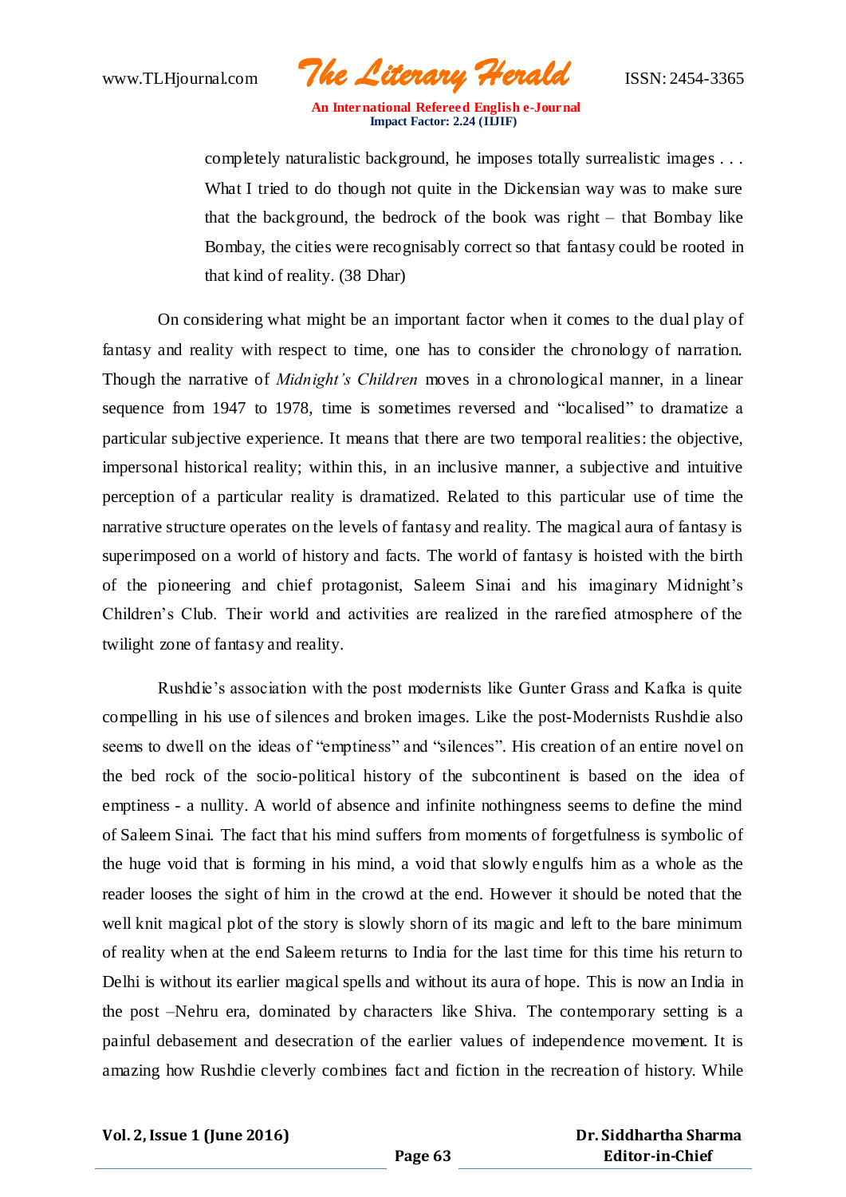> completely naturalistic background, he imposes totally surrealistic images . . . What I tried to do though not quite in the Dickensian way was to make sure that the background, the bedrock of the book was right – that Bombay like Bombay, the cities were recognisably correct so that fantasy could be rooted in that kind of reality. (38 Dhar)

On considering what might be an important factor when it comes to the dual play of fantasy and reality with respect to time, one has to consider the chronology of narration. Though the narrative of *Midnight's Children* moves in a chronological manner, in a linear sequence from 1947 to 1978, time is sometimes reversed and "localised" to dramatize a particular subjective experience. It means that there are two temporal realities: the objective, impersonal historical reality; within this, in an inclusive manner, a subjective and intuitive perception of a particular reality is dramatized. Related to this particular use of time the narrative structure operates on the levels of fantasy and reality. The magical aura of fantasy is superimposed on a world of history and facts. The world of fantasy is hoisted with the birth of the pioneering and chief protagonist, Saleem Sinai and his imaginary Midnight's Children's Club. Their world and activities are realized in the rarefied atmosphere of the twilight zone of fantasy and reality.

Rushdie's association with the post modernists like Gunter Grass and Kafka is quite compelling in his use of silences and broken images. Like the post-Modernists Rushdie also seems to dwell on the ideas of "emptiness" and "silences". His creation of an entire novel on the bed rock of the socio-political history of the subcontinent is based on the idea of emptiness - a nullity. A world of absence and infinite nothingness seems to define the mind of Saleem Sinai. The fact that his mind suffers from moments of forgetfulness is symbolic of the huge void that is forming in his mind, a void that slowly engulfs him as a whole as the reader looses the sight of him in the crowd at the end. However it should be noted that the well knit magical plot of the story is slowly shorn of its magic and left to the bare minimum of reality when at the end Saleem returns to India for the last time for this time his return to Delhi is without its earlier magical spells and without its aura of hope. This is now an India in the post –Nehru era, dominated by characters like Shiva. The contemporary setting is a painful debasement and desecration of the earlier values of independence movement. It is amazing how Rushdie cleverly combines fact and fiction in the recreation of history. While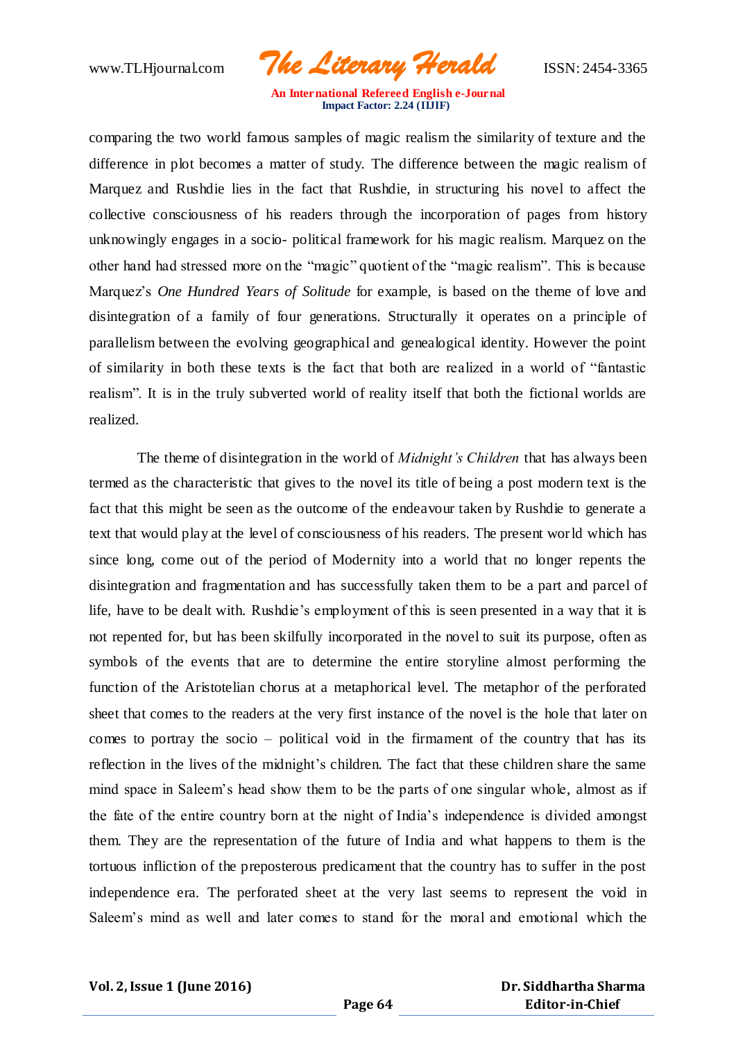comparing the two world famous samples of magic realism the similarity of texture and the difference in plot becomes a matter of study. The difference between the magic realism of Marquez and Rushdie lies in the fact that Rushdie, in structuring his novel to affect the collective consciousness of his readers through the incorporation of pages from history unknowingly engages in a socio- political framework for his magic realism. Marquez on the other hand had stressed more on the "magic" quotient of the "magic realism". This is because Marquez's *One Hundred Years of Solitude* for example, is based on the theme of love and disintegration of a family of four generations. Structurally it operates on a principle of parallelism between the evolving geographical and genealogical identity. However the point of similarity in both these texts is the fact that both are realized in a world of "fantastic realism". It is in the truly subverted world of reality itself that both the fictional worlds are realized.

The theme of disintegration in the world of *Midnight's Children* that has always been termed as the characteristic that gives to the novel its title of being a post modern text is the fact that this might be seen as the outcome of the endeavour taken by Rushdie to generate a text that would play at the level of consciousness of his readers. The present world which has since long, come out of the period of Modernity into a world that no longer repents the disintegration and fragmentation and has successfully taken them to be a part and parcel of life, have to be dealt with. Rushdie's employment of this is seen presented in a way that it is not repented for, but has been skilfully incorporated in the novel to suit its purpose, often as symbols of the events that are to determine the entire storyline almost performing the function of the Aristotelian chorus at a metaphorical level. The metaphor of the perforated sheet that comes to the readers at the very first instance of the novel is the hole that later on comes to portray the socio – political void in the firmament of the country that has its reflection in the lives of the midnight's children. The fact that these children share the same mind space in Saleem's head show them to be the parts of one singular whole, almost as if the fate of the entire country born at the night of India's independence is divided amongst them. They are the representation of the future of India and what happens to them is the tortuous infliction of the preposterous predicament that the country has to suffer in the post independence era. The perforated sheet at the very last seems to represent the void in Saleem's mind as well and later comes to stand for the moral and emotional which the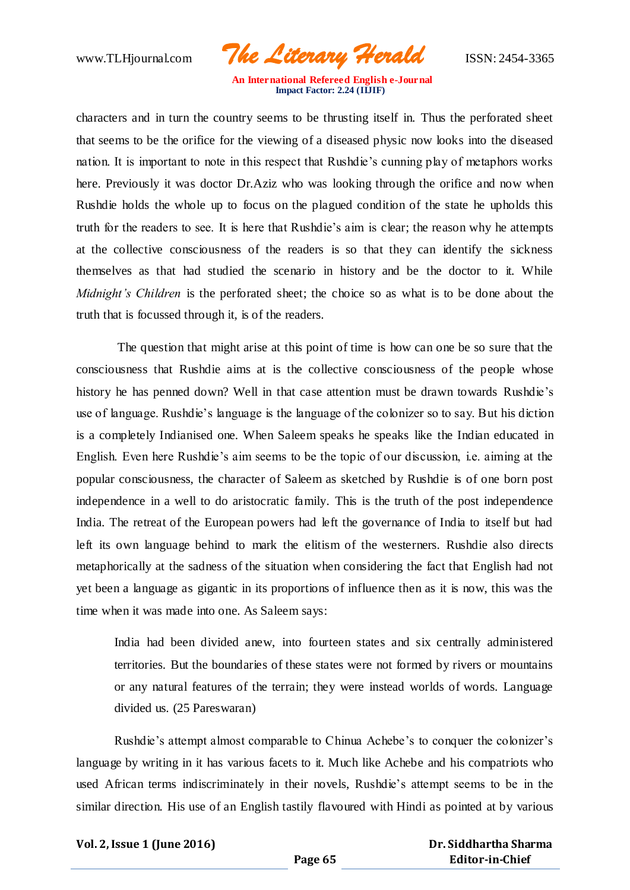characters and in turn the country seems to be thrusting itself in. Thus the perforated sheet that seems to be the orifice for the viewing of a diseased physic now looks into the diseased nation. It is important to note in this respect that Rushdie's cunning play of metaphors works here. Previously it was doctor Dr.Aziz who was looking through the orifice and now when Rushdie holds the whole up to focus on the plagued condition of the state he upholds this truth for the readers to see. It is here that Rushdie's aim is clear; the reason why he attempts at the collective consciousness of the readers is so that they can identify the sickness themselves as that had studied the scenario in history and be the doctor to it. While *Midnight's Children* is the perforated sheet; the choice so as what is to be done about the truth that is focussed through it, is of the readers.

The question that might arise at this point of time is how can one be so sure that the consciousness that Rushdie aims at is the collective consciousness of the people whose history he has penned down? Well in that case attention must be drawn towards Rushdie's use of language. Rushdie's language is the language of the colonizer so to say. But his diction is a completely Indianised one. When Saleem speaks he speaks like the Indian educated in English. Even here Rushdie's aim seems to be the topic of our discussion, i.e. aiming at the popular consciousness, the character of Saleem as sketched by Rushdie is of one born post independence in a well to do aristocratic family. This is the truth of the post independence India. The retreat of the European powers had left the governance of India to itself but had left its own language behind to mark the elitism of the westerners. Rushdie also directs metaphorically at the sadness of the situation when considering the fact that English had not yet been a language as gigantic in its proportions of influence then as it is now, this was the time when it was made into one. As Saleem says:

> India had been divided anew, into fourteen states and six centrally administered territories. But the boundaries of these states were not formed by rivers or mountains or any natural features of the terrain; they were instead worlds of words. Language divided us. (25 Pareswaran)

Rushdie's attempt almost comparable to Chinua Achebe's to conquer the colonizer's language by writing in it has various facets to it. Much like Achebe and his compatriots who used African terms indiscriminately in their novels, Rushdie's attempt seems to be in the similar direction. His use of an English tastily flavoured with Hindi as pointed at by various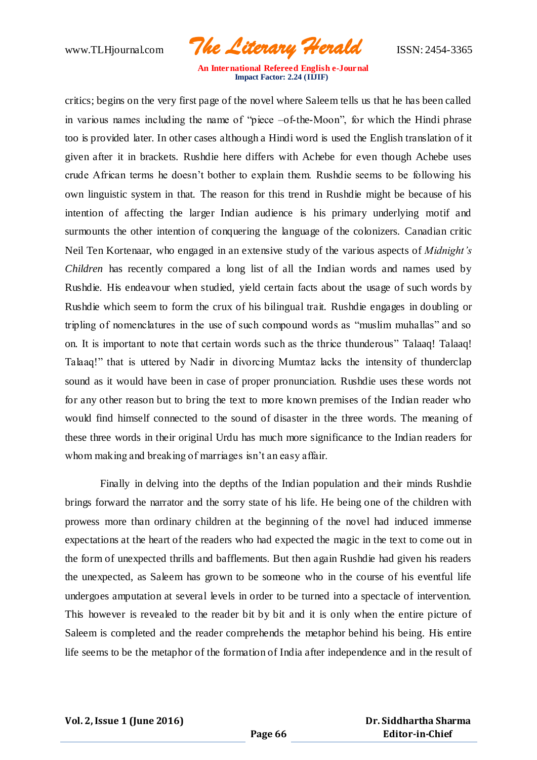critics; begins on the very first page of the novel where Saleem tells us that he has been called in various names including the name of "piece –of-the-Moon", for which the Hindi phrase too is provided later. In other cases although a Hindi word is used the English translation of it given after it in brackets. Rushdie here differs with Achebe for even though Achebe uses crude African terms he doesn't bother to explain them. Rushdie seems to be following his own linguistic system in that. The reason for this trend in Rushdie might be because of his intention of affecting the larger Indian audience is his primary underlying motif and surmounts the other intention of conquering the language of the colonizers. Canadian critic Neil Ten Kortenaar, who engaged in an extensive study of the various aspects of *Midnight's Children* has recently compared a long list of all the Indian words and names used by Rushdie. His endeavour when studied, yield certain facts about the usage of such words by Rushdie which seem to form the crux of his bilingual trait. Rushdie engages in doubling or tripling of nomenclatures in the use of such compound words as "muslim muhallas" and so on. It is important to note that certain words such as the thrice thunderous" Talaaq! Talaaq! Talaaq!" that is uttered by Nadir in divorcing Mumtaz lacks the intensity of thunderclap sound as it would have been in case of proper pronunciation. Rushdie uses these words not for any other reason but to bring the text to more known premises of the Indian reader who would find himself connected to the sound of disaster in the three words. The meaning of these three words in their original Urdu has much more significance to the Indian readers for whom making and breaking of marriages isn't an easy affair.

Finally in delving into the depths of the Indian population and their minds Rushdie brings forward the narrator and the sorry state of his life. He being one of the children with prowess more than ordinary children at the beginning of the novel had induced immense expectations at the heart of the readers who had expected the magic in the text to come out in the form of unexpected thrills and bafflements. But then again Rushdie had given his readers the unexpected, as Saleem has grown to be someone who in the course of his eventful life undergoes amputation at several levels in order to be turned into a spectacle of intervention. This however is revealed to the reader bit by bit and it is only when the entire picture of Saleem is completed and the reader comprehends the metaphor behind his being. His entire life seems to be the metaphor of the formation of India after independence and in the result of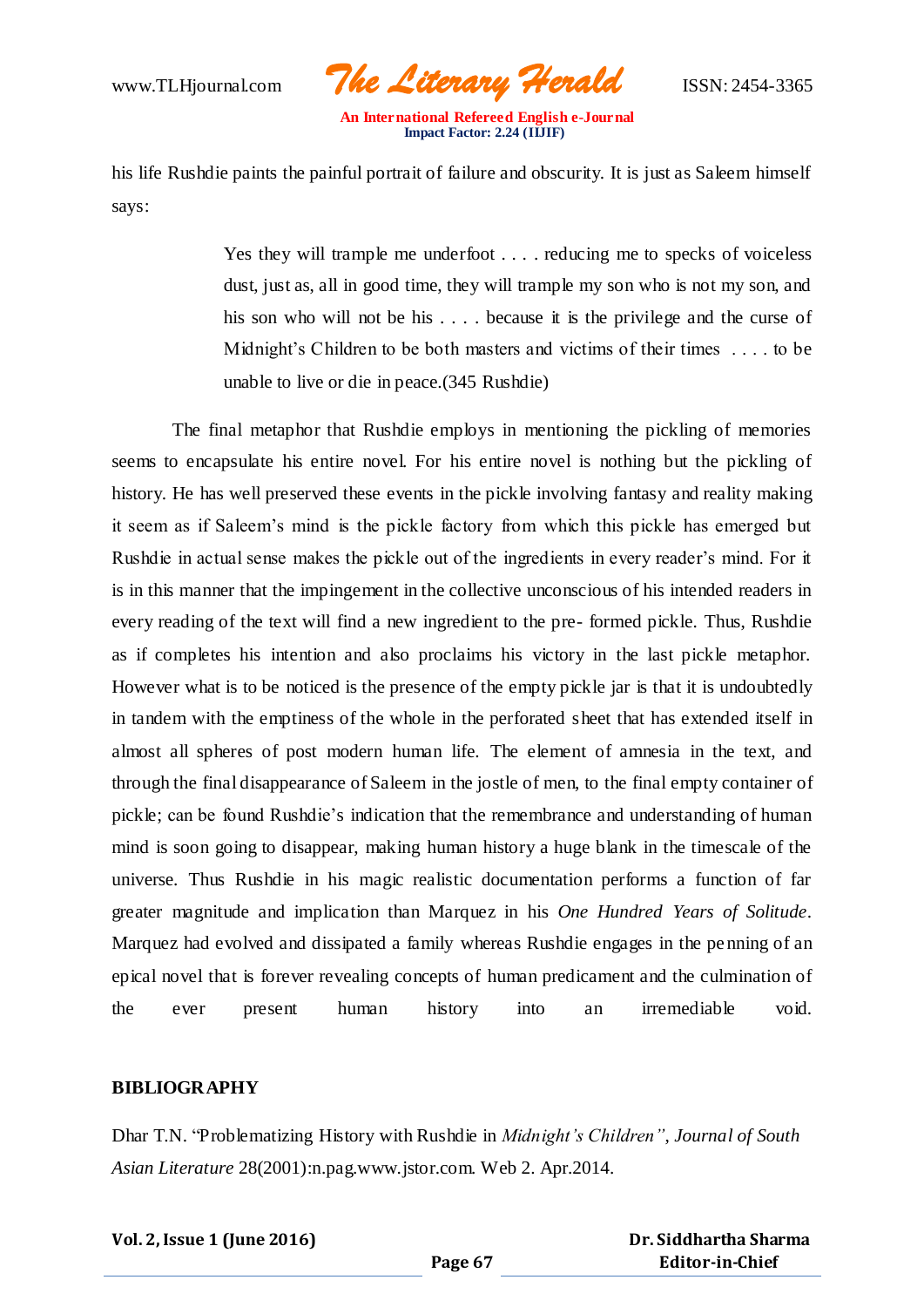his life Rushdie paints the painful portrait of failure and obscurity. It is just as Saleem himself says:

> Yes they will trample me underfoot . . . . reducing me to specks of voiceless dust, just as, all in good time, they will trample my son who is not my son, and his son who will not be his . . . . because it is the privilege and the curse of Midnight's Children to be both masters and victims of their times . . . . to be unable to live or die in peace.(345 Rushdie)

The final metaphor that Rushdie employs in mentioning the pickling of memories seems to encapsulate his entire novel. For his entire novel is nothing but the pickling of history. He has well preserved these events in the pickle involving fantasy and reality making it seem as if Saleem's mind is the pickle factory from which this pickle has emerged but Rushdie in actual sense makes the pickle out of the ingredients in every reader's mind. For it is in this manner that the impingement in the collective unconscious of his intended readers in every reading of the text will find a new ingredient to the pre- formed pickle. Thus, Rushdie as if completes his intention and also proclaims his victory in the last pickle metaphor. However what is to be noticed is the presence of the empty pickle jar is that it is undoubtedly in tandem with the emptiness of the whole in the perforated sheet that has extended itself in almost all spheres of post modern human life. The element of amnesia in the text, and through the final disappearance of Saleem in the jostle of men, to the final empty container of pickle; can be found Rushdie's indication that the remembrance and understanding of human mind is soon going to disappear, making human history a huge blank in the timescale of the universe. Thus Rushdie in his magic realistic documentation performs a function of far greater magnitude and implication than Marquez in his *One Hundred Years of Solitude*. Marquez had evolved and dissipated a family whereas Rushdie engages in the penning of an epical novel that is forever revealing concepts of human predicament and the culmination of the ever present human history into an irremediable void.

**BIBLIOGRAPHY**

Dhar T.N. "Problematizing History with Rushdie in *Midnight's Children"*, *Journal of South Asian Literature* 28(2001):n.pag.www.jstor.com. Web 2. Apr.2014.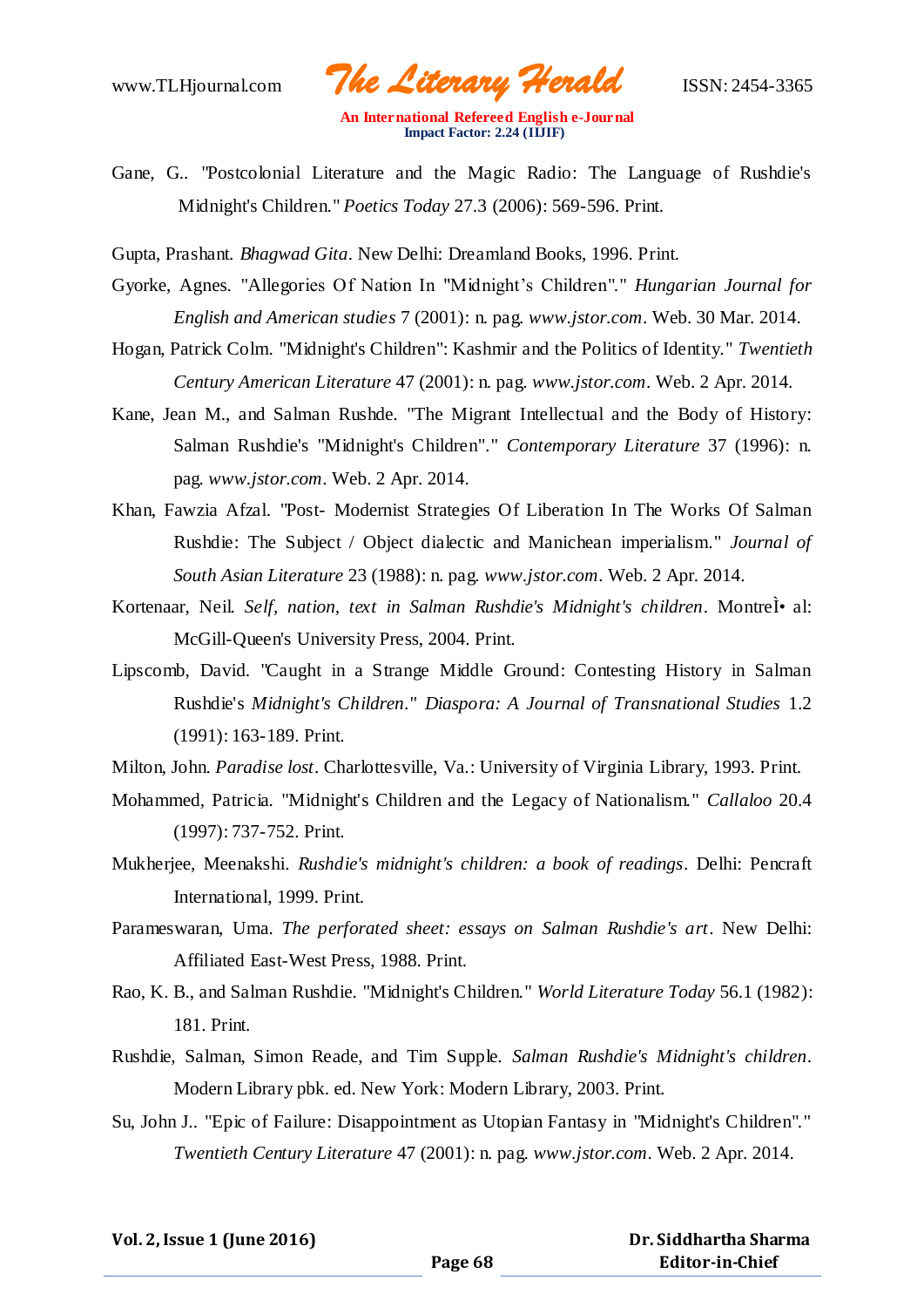Gane, G.. "Postcolonial Literature and the Magic Radio: The Language of Rushdie's Midnight's Children." *Poetics Today* 27.3 (2006): 569-596. Print.

Gupta, Prashant. *Bhagwad Gita*. New Delhi: Dreamland Books, 1996. Print.

Gyorke, Agnes. "Allegories Of Nation In "Midnight's Children"." *Hungarian Journal for English and American studies* 7 (2001): n. pag. *www.jstor.com*. Web. 30 Mar. 2014.

Hogan, Patrick Colm. "Midnight's Children": Kashmir and the Politics of Identity." *Twentieth Century American Literature* 47 (2001): n. pag. *www.jstor.com*. Web. 2 Apr. 2014.

Kane, Jean M., and Salman Rushde. "The Migrant Intellectual and the Body of History: Salman Rushdie's "Midnight's Children"." *Contemporary Literature* 37 (1996): n. pag. *www.jstor.com*. Web. 2 Apr. 2014.

Khan, Fawzia Afzal. "Post- Modernist Strategies Of Liberation In The Works Of Salman Rushdie: The Subject / Object dialectic and Manichean imperialism." *Journal of South Asian Literature* 23 (1988): n. pag. *www.jstor.com*. Web. 2 Apr. 2014.

Kortenaar, Neil. *Self, nation, text in Salman Rushdie's Midnight's children*. MontreÌ• al: McGill-Queen's University Press, 2004. Print.

Lipscomb, David. "Caught in a Strange Middle Ground: Contesting History in Salman Rushdie's *Midnight's Children*." *Diaspora: A Journal of Transnational Studies* 1.2 (1991): 163-189. Print.

Milton, John. *Paradise lost*. Charlottesville, Va.: University of Virginia Library, 1993. Print.

Mohammed, Patricia. "Midnight's Children and the Legacy of Nationalism." *Callaloo* 20.4 (1997): 737-752. Print.

Mukherjee, Meenakshi. *Rushdie's midnight's children: a book of readings*. Delhi: Pencraft International, 1999. Print.

Parameswaran, Uma. *The perforated sheet: essays on Salman Rushdie's art*. New Delhi: Affiliated East-West Press, 1988. Print.

Rao, K. B., and Salman Rushdie. "Midnight's Children." *World Literature Today* 56.1 (1982): 181. Print.

Rushdie, Salman, Simon Reade, and Tim Supple. *Salman Rushdie's Midnight's children*. Modern Library pbk. ed. New York: Modern Library, 2003. Print.

Su, John J.. "Epic of Failure: Disappointment as Utopian Fantasy in "Midnight's Children"." *Twentieth Century Literature* 47 (2001): n. pag. *www.jstor.com*. Web. 2 Apr. 2014.